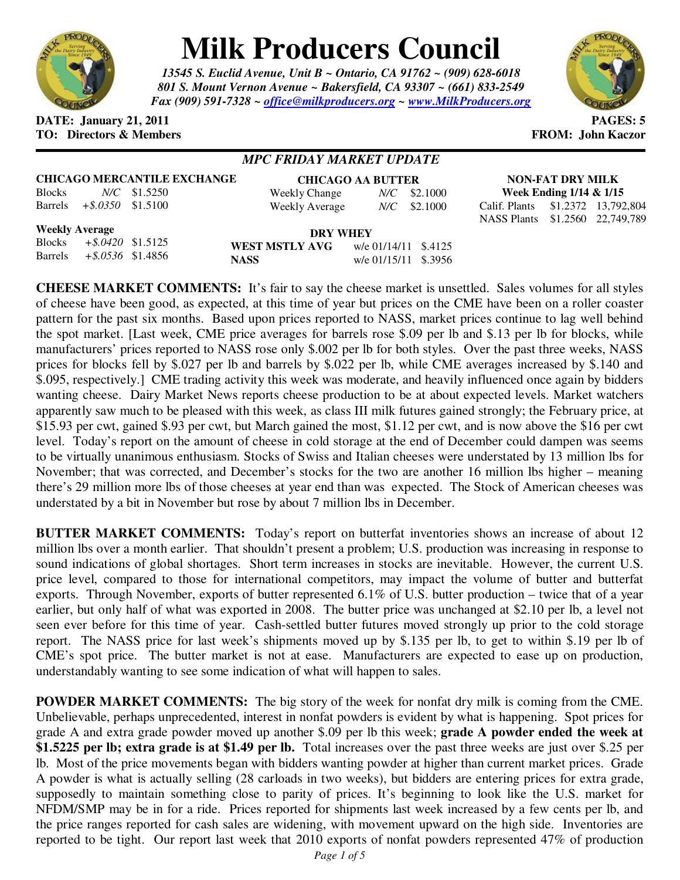# Milk Producers Council

*13545 S. Euclid Avenue, Unit B ~ Ontario, CA 91762 ~ (909) 628-6018*
*801 S. Mount Vernon Avenue ~ Bakersfield, CA 93307 ~ (661) 833-2549*
*Fax (909) 591-7328 ~ office@milkproducers.org ~ www.MilkProducers.org*

**DATE: January 21, 2011** **PAGES: 5**
**TO: Directors & Members** **FROM: John Kaczor**

## *MPC FRIDAY MARKET UPDATE*

**CHICAGO MERCANTILE EXCHANGE**

| | | |
|---|---|---|
| Blocks | *N/C* | $1.5250 |
| Barrels | *+$.0350* | $1.5100 |

**Weekly Average**

| | | |
|---|---|---|
| Blocks | *+$.0420* | $1.5125 |
| Barrels | *+$.0536* | $1.4856 |

**CHICAGO AA BUTTER**

| | | |
|---|---|---|
| Weekly Change | *N/C* | $2.1000 |
| Weekly Average | *N/C* | $2.1000 |

**DRY WHEY**

| | | |
|---|---|---|
| **WEST MSTLY AVG** | w/e 01/14/11 | $.4125 |
| **NASS** | w/e 01/15/11 | $.3956 |

**NON-FAT DRY MILK**
**Week Ending 1/14 & 1/15**

| | | |
|---|---|---|
| Calif. Plants | $1.2372 | 13,792,804 |
| NASS Plants | $1.2560 | 22,749,789 |

**CHEESE MARKET COMMENTS:** It's fair to say the cheese market is unsettled. Sales volumes for all styles of cheese have been good, as expected, at this time of year but prices on the CME have been on a roller coaster pattern for the past six months. Based upon prices reported to NASS, market prices continue to lag well behind the spot market. [Last week, CME price averages for barrels rose $.09 per lb and $.13 per lb for blocks, while manufacturers' prices reported to NASS rose only $.002 per lb for both styles. Over the past three weeks, NASS prices for blocks fell by $.027 per lb and barrels by $.022 per lb, while CME averages increased by $.140 and $.095, respectively.] CME trading activity this week was moderate, and heavily influenced once again by bidders wanting cheese. Dairy Market News reports cheese production to be at about expected levels. Market watchers apparently saw much to be pleased with this week, as class III milk futures gained strongly; the February price, at $15.93 per cwt, gained $.93 per cwt, but March gained the most, $1.12 per cwt, and is now above the $16 per cwt level. Today's report on the amount of cheese in cold storage at the end of December could dampen was seems to be virtually unanimous enthusiasm. Stocks of Swiss and Italian cheeses were understated by 13 million lbs for November; that was corrected, and December's stocks for the two are another 16 million lbs higher – meaning there's 29 million more lbs of those cheeses at year end than was expected. The Stock of American cheeses was understated by a bit in November but rose by about 7 million lbs in December.

**BUTTER MARKET COMMENTS:** Today's report on butterfat inventories shows an increase of about 12 million lbs over a month earlier. That shouldn't present a problem; U.S. production was increasing in response to sound indications of global shortages. Short term increases in stocks are inevitable. However, the current U.S. price level, compared to those for international competitors, may impact the volume of butter and butterfat exports. Through November, exports of butter represented 6.1% of U.S. butter production – twice that of a year earlier, but only half of what was exported in 2008. The butter price was unchanged at $2.10 per lb, a level not seen ever before for this time of year. Cash-settled butter futures moved strongly up prior to the cold storage report. The NASS price for last week's shipments moved up by $.135 per lb, to get to within $.19 per lb of CME's spot price. The butter market is not at ease. Manufacturers are expected to ease up on production, understandably wanting to see some indication of what will happen to sales.

**POWDER MARKET COMMENTS:** The big story of the week for nonfat dry milk is coming from the CME. Unbelievable, perhaps unprecedented, interest in nonfat powders is evident by what is happening. Spot prices for grade A and extra grade powder moved up another $.09 per lb this week; **grade A powder ended the week at $1.5225 per lb; extra grade is at $1.49 per lb.** Total increases over the past three weeks are just over $.25 per lb. Most of the price movements began with bidders wanting powder at higher than current market prices. Grade A powder is what is actually selling (28 carloads in two weeks), but bidders are entering prices for extra grade, supposedly to maintain something close to parity of prices. It's beginning to look like the U.S. market for NFDM/SMP may be in for a ride. Prices reported for shipments last week increased by a few cents per lb, and the price ranges reported for cash sales are widening, with movement upward on the high side. Inventories are reported to be tight. Our report last week that 2010 exports of nonfat powders represented 47% of production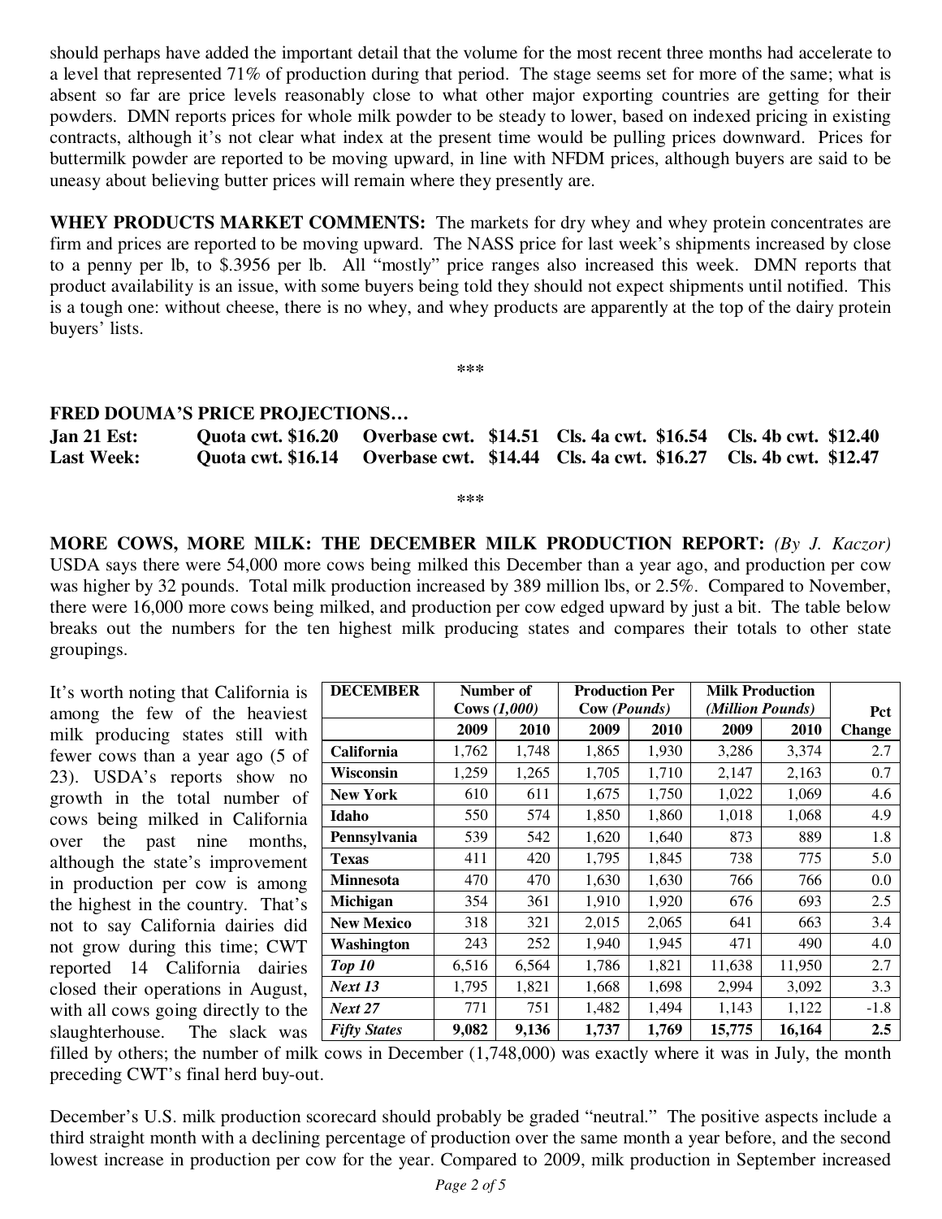should perhaps have added the important detail that the volume for the most recent three months had accelerate to a level that represented 71% of production during that period. The stage seems set for more of the same; what is absent so far are price levels reasonably close to what other major exporting countries are getting for their powders. DMN reports prices for whole milk powder to be steady to lower, based on indexed pricing in existing contracts, although it's not clear what index at the present time would be pulling prices downward. Prices for buttermilk powder are reported to be moving upward, in line with NFDM prices, although buyers are said to be uneasy about believing butter prices will remain where they presently are.

**WHEY PRODUCTS MARKET COMMENTS:** The markets for dry whey and whey protein concentrates are firm and prices are reported to be moving upward. The NASS price for last week's shipments increased by close to a penny per lb, to $.3956 per lb. All "mostly" price ranges also increased this week. DMN reports that product availability is an issue, with some buyers being told they should not expect shipments until notified. This is a tough one: without cheese, there is no whey, and whey products are apparently at the top of the dairy protein buyers' lists.

***

**FRED DOUMA'S PRICE PROJECTIONS…**

| | | | | |
|---|---|---|---|---|
| **Jan 21 Est:** | **Quota cwt. $16.20** | **Overbase cwt. $14.51** | **Cls. 4a cwt. $16.54** | **Cls. 4b cwt. $12.40** |
| **Last Week:** | **Quota cwt. $16.14** | **Overbase cwt. $14.44** | **Cls. 4a cwt. $16.27** | **Cls. 4b cwt. $12.47** |

***

**MORE COWS, MORE MILK: THE DECEMBER MILK PRODUCTION REPORT:** *(By J. Kaczor)* USDA says there were 54,000 more cows being milked this December than a year ago, and production per cow was higher by 32 pounds. Total milk production increased by 389 million lbs, or 2.5%. Compared to November, there were 16,000 more cows being milked, and production per cow edged upward by just a bit. The table below breaks out the numbers for the ten highest milk producing states and compares their totals to other state groupings.

| **DECEMBER** | **Number of Cows *(1,000)*** | | **Production Per Cow *(Pounds)*** | | **Milk Production *(Million Pounds)*** | | **Pct** |
|---|---|---|---|---|---|---|---|
| | **2009** | **2010** | **2009** | **2010** | **2009** | **2010** | **Change** |
| **California** | 1,762 | 1,748 | 1,865 | 1,930 | 3,286 | 3,374 | 2.7 |
| **Wisconsin** | 1,259 | 1,265 | 1,705 | 1,710 | 2,147 | 2,163 | 0.7 |
| **New York** | 610 | 611 | 1,675 | 1,750 | 1,022 | 1,069 | 4.6 |
| **Idaho** | 550 | 574 | 1,850 | 1,860 | 1,018 | 1,068 | 4.9 |
| **Pennsylvania** | 539 | 542 | 1,620 | 1,640 | 873 | 889 | 1.8 |
| **Texas** | 411 | 420 | 1,795 | 1,845 | 738 | 775 | 5.0 |
| **Minnesota** | 470 | 470 | 1,630 | 1,630 | 766 | 766 | 0.0 |
| **Michigan** | 354 | 361 | 1,910 | 1,920 | 676 | 693 | 2.5 |
| **New Mexico** | 318 | 321 | 2,015 | 2,065 | 641 | 663 | 3.4 |
| **Washington** | 243 | 252 | 1,940 | 1,945 | 471 | 490 | 4.0 |
| ***Top 10*** | 6,516 | 6,564 | 1,786 | 1,821 | 11,638 | 11,950 | 2.7 |
| ***Next 13*** | 1,795 | 1,821 | 1,668 | 1,698 | 2,994 | 3,092 | 3.3 |
| ***Next 27*** | 771 | 751 | 1,482 | 1,494 | 1,143 | 1,122 | -1.8 |
| ***Fifty States*** | **9,082** | **9,136** | **1,737** | **1,769** | **15,775** | **16,164** | **2.5** |

It's worth noting that California is among the few of the heaviest milk producing states still with fewer cows than a year ago (5 of 23). USDA's reports show no growth in the total number of cows being milked in California over the past nine months, although the state's improvement in production per cow is among the highest in the country. That's not to say California dairies did not grow during this time; CWT reported 14 California dairies closed their operations in August, with all cows going directly to the slaughterhouse. The slack was filled by others; the number of milk cows in December (1,748,000) was exactly where it was in July, the month preceding CWT's final herd buy-out.

December's U.S. milk production scorecard should probably be graded "neutral." The positive aspects include a third straight month with a declining percentage of production over the same month a year before, and the second lowest increase in production per cow for the year. Compared to 2009, milk production in September increased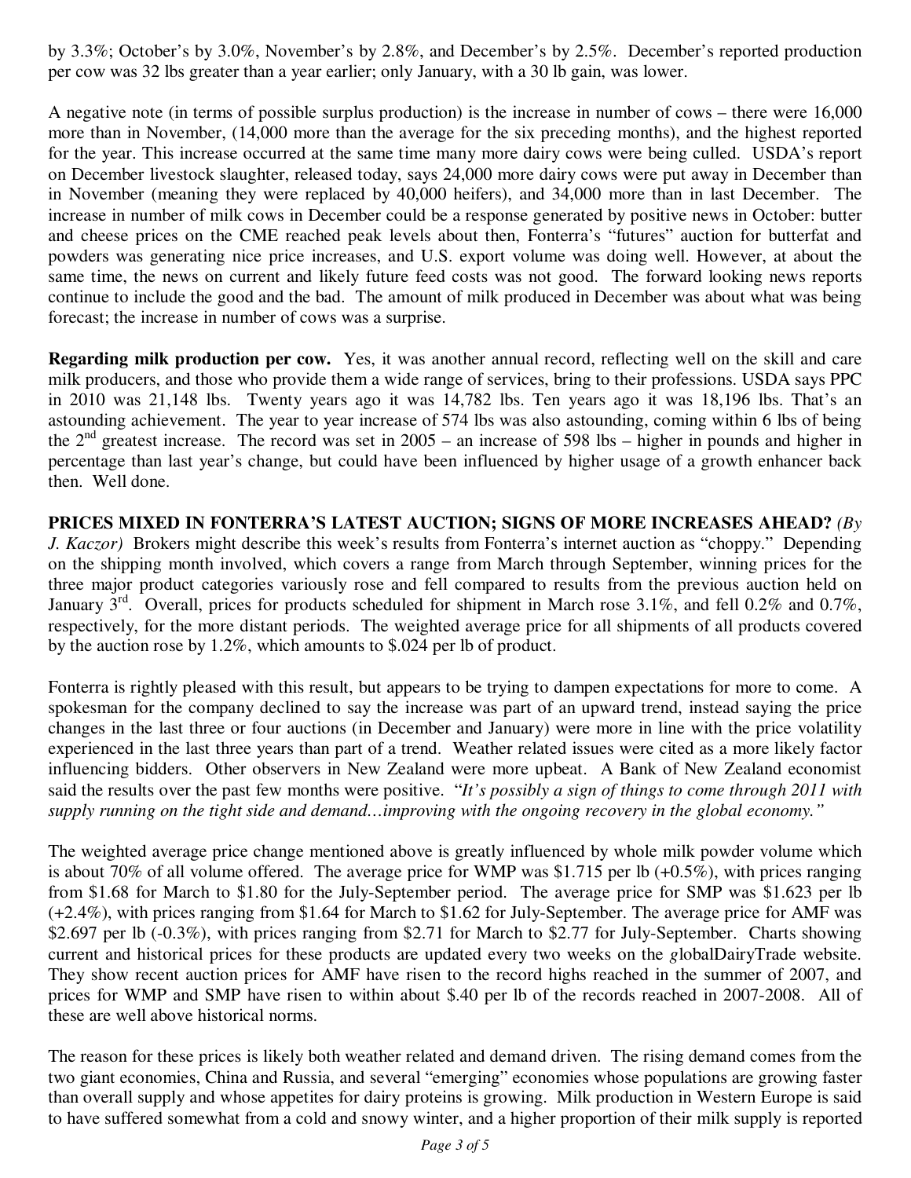by 3.3%; October's by 3.0%, November's by 2.8%, and December's by 2.5%. December's reported production per cow was 32 lbs greater than a year earlier; only January, with a 30 lb gain, was lower.

A negative note (in terms of possible surplus production) is the increase in number of cows – there were 16,000 more than in November, (14,000 more than the average for the six preceding months), and the highest reported for the year. This increase occurred at the same time many more dairy cows were being culled. USDA's report on December livestock slaughter, released today, says 24,000 more dairy cows were put away in December than in November (meaning they were replaced by 40,000 heifers), and 34,000 more than in last December. The increase in number of milk cows in December could be a response generated by positive news in October: butter and cheese prices on the CME reached peak levels about then, Fonterra's "futures" auction for butterfat and powders was generating nice price increases, and U.S. export volume was doing well. However, at about the same time, the news on current and likely future feed costs was not good. The forward looking news reports continue to include the good and the bad. The amount of milk produced in December was about what was being forecast; the increase in number of cows was a surprise.

**Regarding milk production per cow.** Yes, it was another annual record, reflecting well on the skill and care milk producers, and those who provide them a wide range of services, bring to their professions. USDA says PPC in 2010 was 21,148 lbs. Twenty years ago it was 14,782 lbs. Ten years ago it was 18,196 lbs. That's an astounding achievement. The year to year increase of 574 lbs was also astounding, coming within 6 lbs of being the 2nd greatest increase. The record was set in 2005 – an increase of 598 lbs – higher in pounds and higher in percentage than last year's change, but could have been influenced by higher usage of a growth enhancer back then. Well done.

**PRICES MIXED IN FONTERRA'S LATEST AUCTION; SIGNS OF MORE INCREASES AHEAD?** *(By J. Kaczor)* Brokers might describe this week's results from Fonterra's internet auction as "choppy." Depending on the shipping month involved, which covers a range from March through September, winning prices for the three major product categories variously rose and fell compared to results from the previous auction held on January 3rd. Overall, prices for products scheduled for shipment in March rose 3.1%, and fell 0.2% and 0.7%, respectively, for the more distant periods. The weighted average price for all shipments of all products covered by the auction rose by 1.2%, which amounts to $.024 per lb of product.

Fonterra is rightly pleased with this result, but appears to be trying to dampen expectations for more to come. A spokesman for the company declined to say the increase was part of an upward trend, instead saying the price changes in the last three or four auctions (in December and January) were more in line with the price volatility experienced in the last three years than part of a trend. Weather related issues were cited as a more likely factor influencing bidders. Other observers in New Zealand were more upbeat. A Bank of New Zealand economist said the results over the past few months were positive. "*It's possibly a sign of things to come through 2011 with supply running on the tight side and demand…improving with the ongoing recovery in the global economy.*"

The weighted average price change mentioned above is greatly influenced by whole milk powder volume which is about 70% of all volume offered. The average price for WMP was $1.715 per lb (+0.5%), with prices ranging from $1.68 for March to $1.80 for the July-September period. The average price for SMP was $1.623 per lb (+2.4%), with prices ranging from $1.64 for March to $1.62 for July-September. The average price for AMF was $2.697 per lb (-0.3%), with prices ranging from $2.71 for March to $2.77 for July-September. Charts showing current and historical prices for these products are updated every two weeks on the *g*lobalDairyTrade website. They show recent auction prices for AMF have risen to the record highs reached in the summer of 2007, and prices for WMP and SMP have risen to within about $.40 per lb of the records reached in 2007-2008. All of these are well above historical norms.

The reason for these prices is likely both weather related and demand driven. The rising demand comes from the two giant economies, China and Russia, and several "emerging" economies whose populations are growing faster than overall supply and whose appetites for dairy proteins is growing. Milk production in Western Europe is said to have suffered somewhat from a cold and snowy winter, and a higher proportion of their milk supply is reported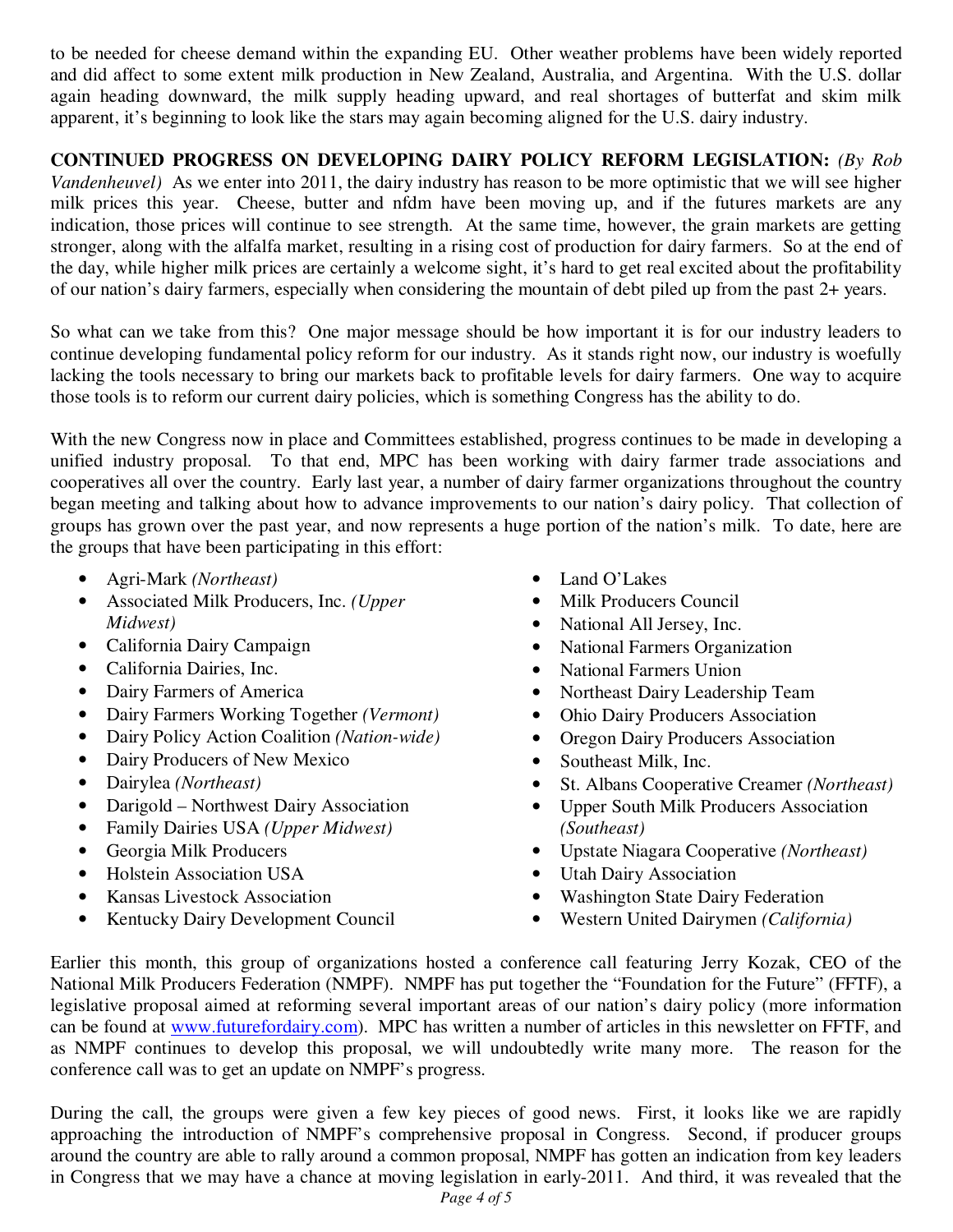to be needed for cheese demand within the expanding EU. Other weather problems have been widely reported and did affect to some extent milk production in New Zealand, Australia, and Argentina. With the U.S. dollar again heading downward, the milk supply heading upward, and real shortages of butterfat and skim milk apparent, it's beginning to look like the stars may again becoming aligned for the U.S. dairy industry.

**CONTINUED PROGRESS ON DEVELOPING DAIRY POLICY REFORM LEGISLATION:** *(By Rob Vandenheuvel)* As we enter into 2011, the dairy industry has reason to be more optimistic that we will see higher milk prices this year. Cheese, butter and nfdm have been moving up, and if the futures markets are any indication, those prices will continue to see strength. At the same time, however, the grain markets are getting stronger, along with the alfalfa market, resulting in a rising cost of production for dairy farmers. So at the end of the day, while higher milk prices are certainly a welcome sight, it's hard to get real excited about the profitability of our nation's dairy farmers, especially when considering the mountain of debt piled up from the past 2+ years.

So what can we take from this? One major message should be how important it is for our industry leaders to continue developing fundamental policy reform for our industry. As it stands right now, our industry is woefully lacking the tools necessary to bring our markets back to profitable levels for dairy farmers. One way to acquire those tools is to reform our current dairy policies, which is something Congress has the ability to do.

With the new Congress now in place and Committees established, progress continues to be made in developing a unified industry proposal. To that end, MPC has been working with dairy farmer trade associations and cooperatives all over the country. Early last year, a number of dairy farmer organizations throughout the country began meeting and talking about how to advance improvements to our nation's dairy policy. That collection of groups has grown over the past year, and now represents a huge portion of the nation's milk. To date, here are the groups that have been participating in this effort:

- Agri-Mark *(Northeast)*
- Associated Milk Producers, Inc. *(Upper Midwest)*
- California Dairy Campaign
- California Dairies, Inc.
- Dairy Farmers of America
- Dairy Farmers Working Together *(Vermont)*
- Dairy Policy Action Coalition *(Nation-wide)*
- Dairy Producers of New Mexico
- Dairylea *(Northeast)*
- Darigold – Northwest Dairy Association
- Family Dairies USA *(Upper Midwest)*
- Georgia Milk Producers
- Holstein Association USA
- Kansas Livestock Association
- Kentucky Dairy Development Council
- Land O'Lakes
- Milk Producers Council
- National All Jersey, Inc.
- National Farmers Organization
- National Farmers Union
- Northeast Dairy Leadership Team
- Ohio Dairy Producers Association
- Oregon Dairy Producers Association
- Southeast Milk, Inc.
- St. Albans Cooperative Creamer *(Northeast)*
- Upper South Milk Producers Association *(Southeast)*
- Upstate Niagara Cooperative *(Northeast)*
- Utah Dairy Association
- Washington State Dairy Federation
- Western United Dairymen *(California)*

Earlier this month, this group of organizations hosted a conference call featuring Jerry Kozak, CEO of the National Milk Producers Federation (NMPF). NMPF has put together the "Foundation for the Future" (FFTF), a legislative proposal aimed at reforming several important areas of our nation's dairy policy (more information can be found at www.futurefordairy.com). MPC has written a number of articles in this newsletter on FFTF, and as NMPF continues to develop this proposal, we will undoubtedly write many more. The reason for the conference call was to get an update on NMPF's progress.

During the call, the groups were given a few key pieces of good news. First, it looks like we are rapidly approaching the introduction of NMPF's comprehensive proposal in Congress. Second, if producer groups around the country are able to rally around a common proposal, NMPF has gotten an indication from key leaders in Congress that we may have a chance at moving legislation in early-2011. And third, it was revealed that the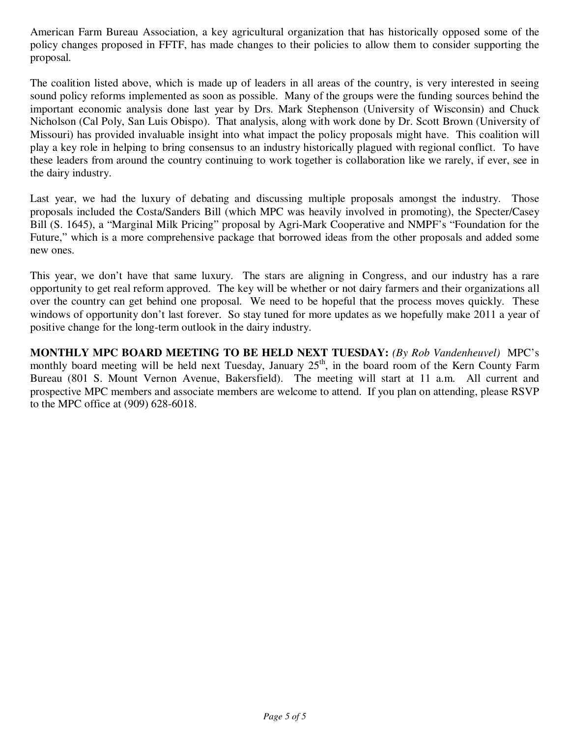American Farm Bureau Association, a key agricultural organization that has historically opposed some of the policy changes proposed in FFTF, has made changes to their policies to allow them to consider supporting the proposal.

The coalition listed above, which is made up of leaders in all areas of the country, is very interested in seeing sound policy reforms implemented as soon as possible. Many of the groups were the funding sources behind the important economic analysis done last year by Drs. Mark Stephenson (University of Wisconsin) and Chuck Nicholson (Cal Poly, San Luis Obispo). That analysis, along with work done by Dr. Scott Brown (University of Missouri) has provided invaluable insight into what impact the policy proposals might have. This coalition will play a key role in helping to bring consensus to an industry historically plagued with regional conflict. To have these leaders from around the country continuing to work together is collaboration like we rarely, if ever, see in the dairy industry.

Last year, we had the luxury of debating and discussing multiple proposals amongst the industry. Those proposals included the Costa/Sanders Bill (which MPC was heavily involved in promoting), the Specter/Casey Bill (S. 1645), a "Marginal Milk Pricing" proposal by Agri-Mark Cooperative and NMPF's "Foundation for the Future," which is a more comprehensive package that borrowed ideas from the other proposals and added some new ones.

This year, we don't have that same luxury. The stars are aligning in Congress, and our industry has a rare opportunity to get real reform approved. The key will be whether or not dairy farmers and their organizations all over the country can get behind one proposal. We need to be hopeful that the process moves quickly. These windows of opportunity don't last forever. So stay tuned for more updates as we hopefully make 2011 a year of positive change for the long-term outlook in the dairy industry.

**MONTHLY MPC BOARD MEETING TO BE HELD NEXT TUESDAY:** *(By Rob Vandenheuvel)* MPC's monthly board meeting will be held next Tuesday, January 25th, in the board room of the Kern County Farm Bureau (801 S. Mount Vernon Avenue, Bakersfield). The meeting will start at 11 a.m. All current and prospective MPC members and associate members are welcome to attend. If you plan on attending, please RSVP to the MPC office at (909) 628-6018.